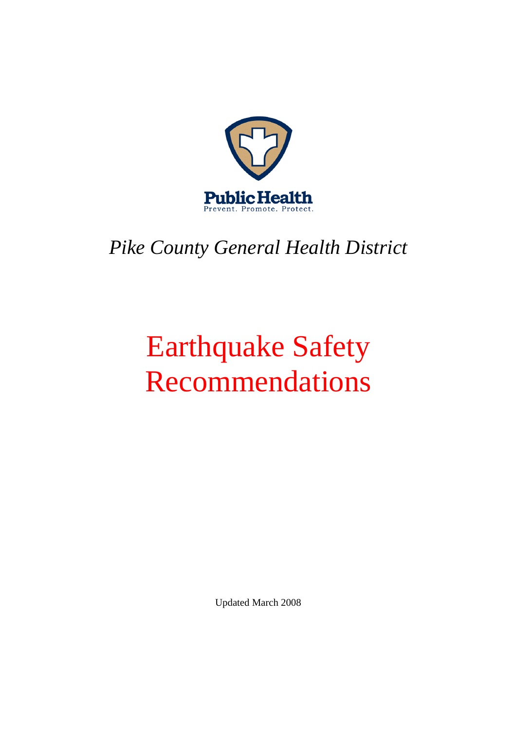Public Health
Prevent. Promote. Protect.

*Pike County General Health District*

# Earthquake Safety Recommendations

Updated March 2008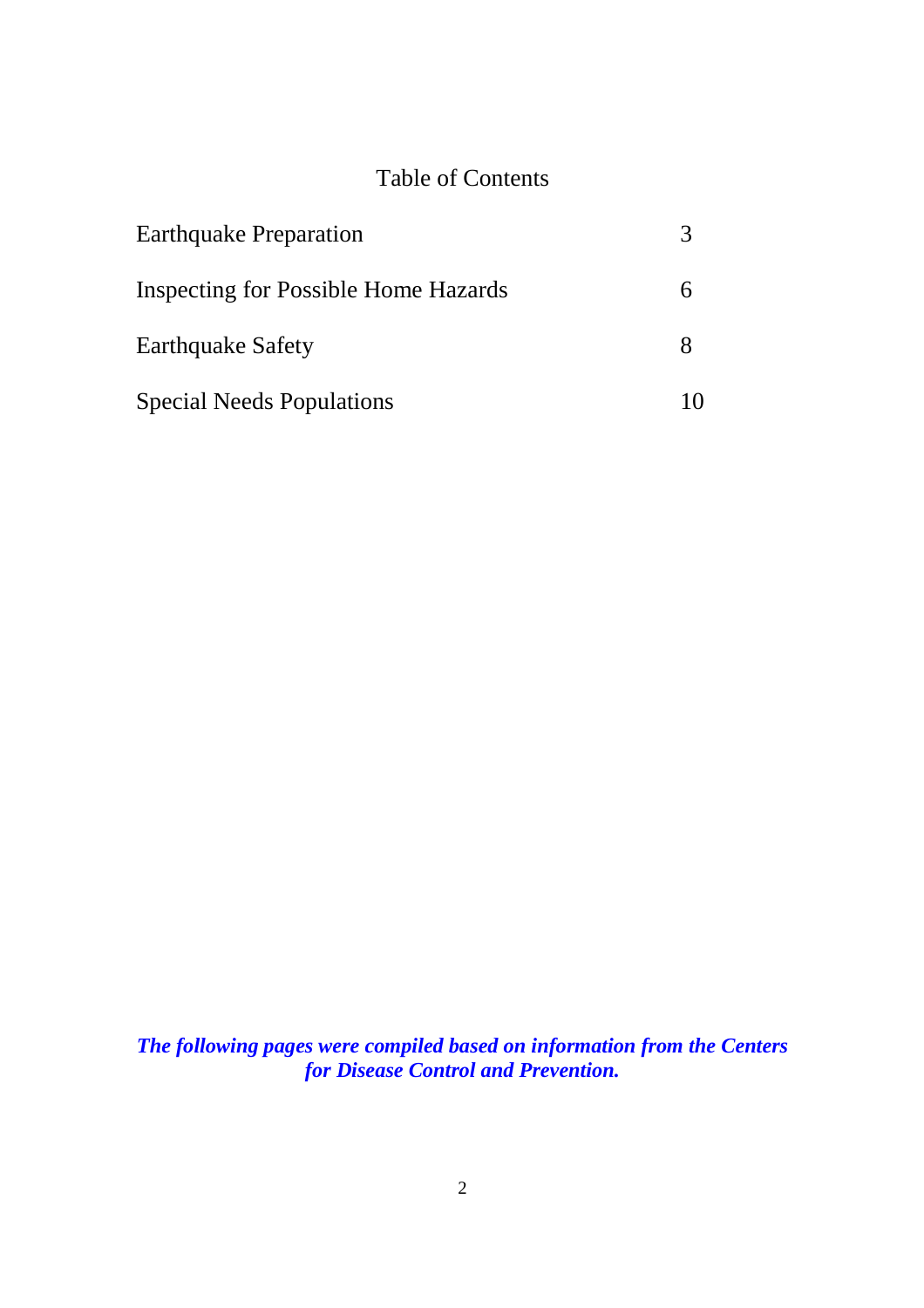# Table of Contents

| | |
|---|---|
| Earthquake Preparation | 3 |
| Inspecting for Possible Home Hazards | 6 |
| Earthquake Safety | 8 |
| Special Needs Populations | 10 |

***The following pages were compiled based on information from the Centers for Disease Control and Prevention.***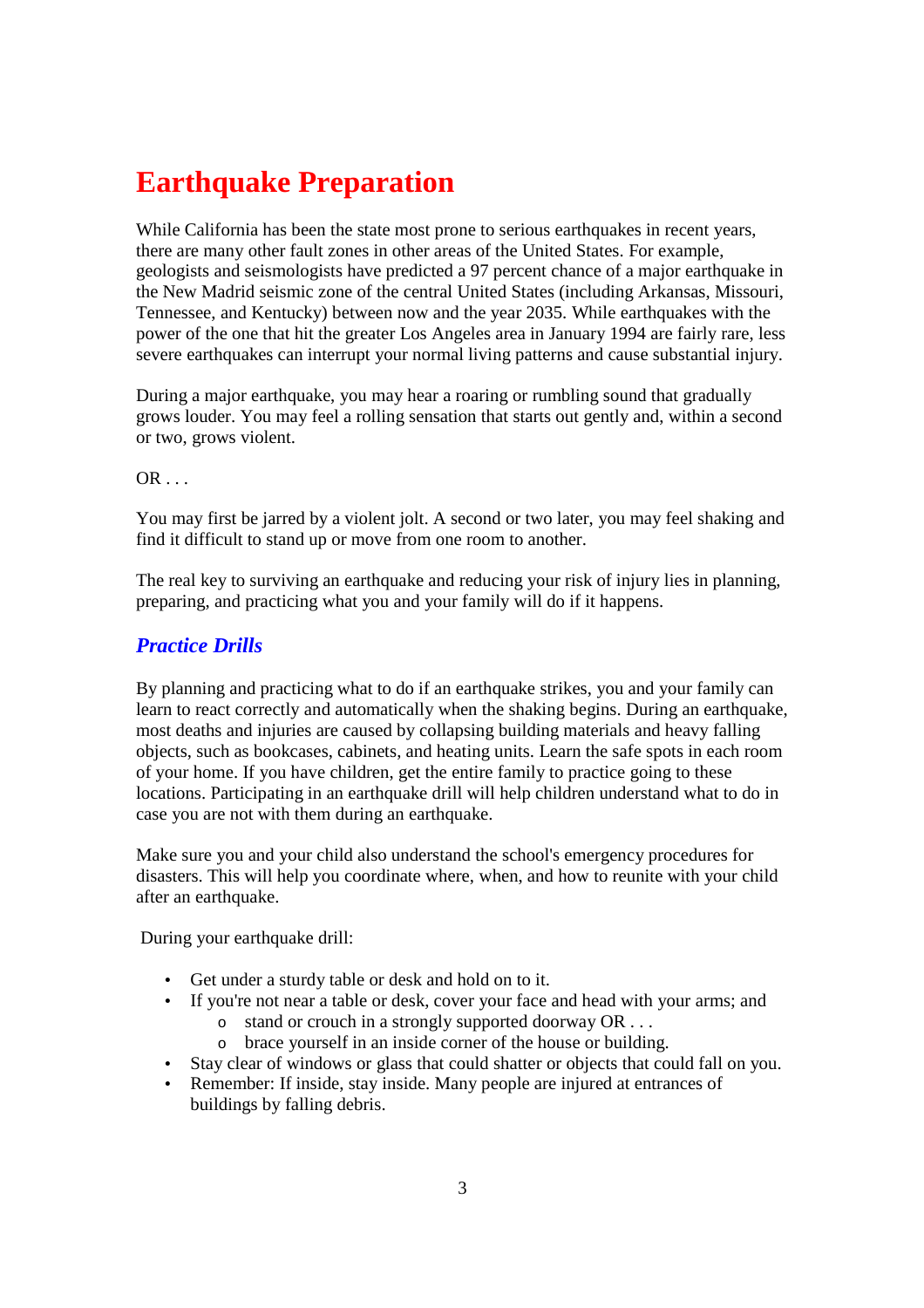# Earthquake Preparation

While California has been the state most prone to serious earthquakes in recent years, there are many other fault zones in other areas of the United States. For example, geologists and seismologists have predicted a 97 percent chance of a major earthquake in the New Madrid seismic zone of the central United States (including Arkansas, Missouri, Tennessee, and Kentucky) between now and the year 2035. While earthquakes with the power of the one that hit the greater Los Angeles area in January 1994 are fairly rare, less severe earthquakes can interrupt your normal living patterns and cause substantial injury.

During a major earthquake, you may hear a roaring or rumbling sound that gradually grows louder. You may feel a rolling sensation that starts out gently and, within a second or two, grows violent.

OR . . .

You may first be jarred by a violent jolt. A second or two later, you may feel shaking and find it difficult to stand up or move from one room to another.

The real key to surviving an earthquake and reducing your risk of injury lies in planning, preparing, and practicing what you and your family will do if it happens.

## *Practice Drills*

By planning and practicing what to do if an earthquake strikes, you and your family can learn to react correctly and automatically when the shaking begins. During an earthquake, most deaths and injuries are caused by collapsing building materials and heavy falling objects, such as bookcases, cabinets, and heating units. Learn the safe spots in each room of your home. If you have children, get the entire family to practice going to these locations. Participating in an earthquake drill will help children understand what to do in case you are not with them during an earthquake.

Make sure you and your child also understand the school's emergency procedures for disasters. This will help you coordinate where, when, and how to reunite with your child after an earthquake.

During your earthquake drill:

- Get under a sturdy table or desk and hold on to it.
- If you're not near a table or desk, cover your face and head with your arms; and
  - stand or crouch in a strongly supported doorway OR . . .
  - brace yourself in an inside corner of the house or building.
- Stay clear of windows or glass that could shatter or objects that could fall on you.
- Remember: If inside, stay inside. Many people are injured at entrances of buildings by falling debris.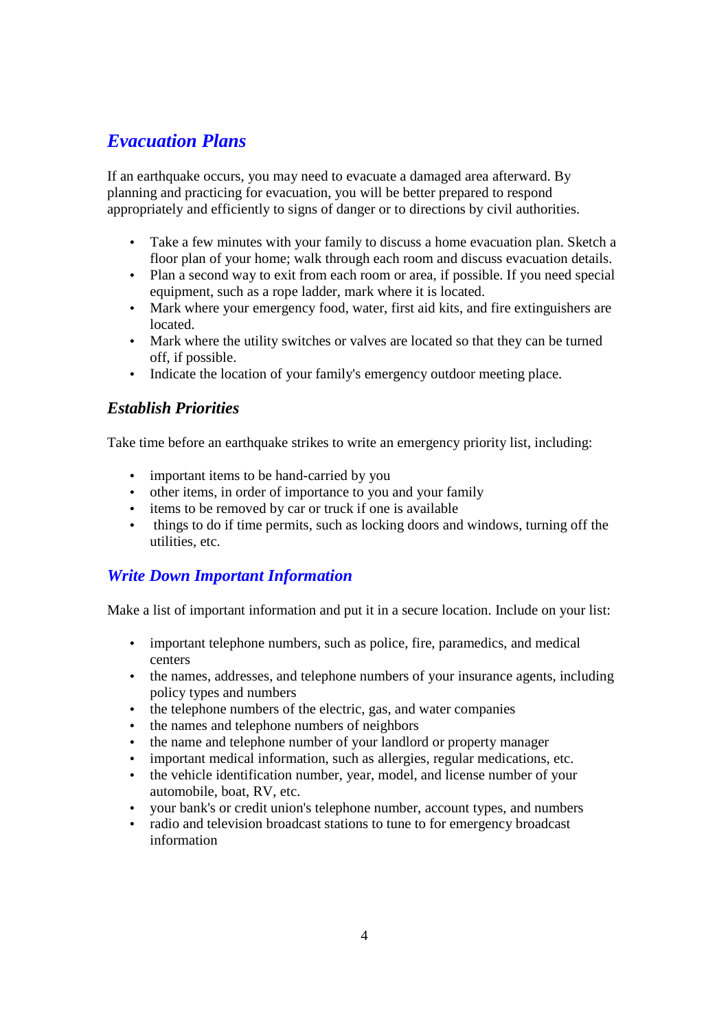## *Evacuation Plans*

If an earthquake occurs, you may need to evacuate a damaged area afterward. By planning and practicing for evacuation, you will be better prepared to respond appropriately and efficiently to signs of danger or to directions by civil authorities.

- Take a few minutes with your family to discuss a home evacuation plan. Sketch a floor plan of your home; walk through each room and discuss evacuation details.
- Plan a second way to exit from each room or area, if possible. If you need special equipment, such as a rope ladder, mark where it is located.
- Mark where your emergency food, water, first aid kits, and fire extinguishers are located.
- Mark where the utility switches or valves are located so that they can be turned off, if possible.
- Indicate the location of your family's emergency outdoor meeting place.

### *Establish Priorities*

Take time before an earthquake strikes to write an emergency priority list, including:

- important items to be hand-carried by you
- other items, in order of importance to you and your family
- items to be removed by car or truck if one is available
- things to do if time permits, such as locking doors and windows, turning off the utilities, etc.

### *Write Down Important Information*

Make a list of important information and put it in a secure location. Include on your list:

- important telephone numbers, such as police, fire, paramedics, and medical centers
- the names, addresses, and telephone numbers of your insurance agents, including policy types and numbers
- the telephone numbers of the electric, gas, and water companies
- the names and telephone numbers of neighbors
- the name and telephone number of your landlord or property manager
- important medical information, such as allergies, regular medications, etc.
- the vehicle identification number, year, model, and license number of your automobile, boat, RV, etc.
- your bank's or credit union's telephone number, account types, and numbers
- radio and television broadcast stations to tune to for emergency broadcast information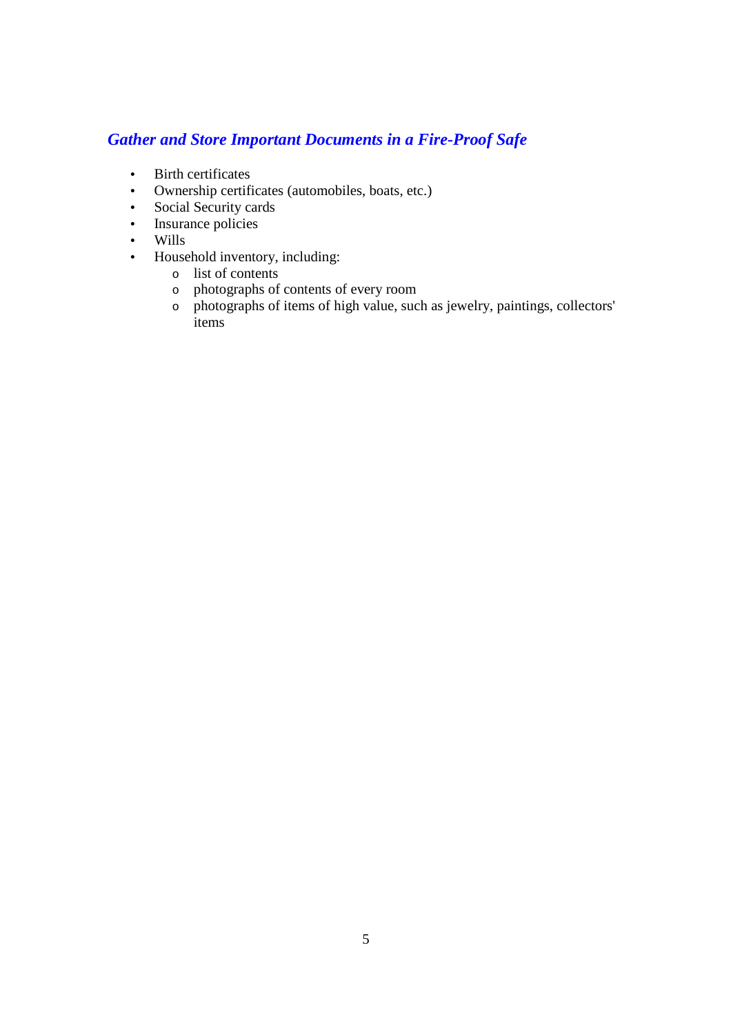## *Gather and Store Important Documents in a Fire-Proof Safe*

- Birth certificates
- Ownership certificates (automobiles, boats, etc.)
- Social Security cards
- Insurance policies
- Wills
- Household inventory, including:
    - list of contents
    - photographs of contents of every room
    - photographs of items of high value, such as jewelry, paintings, collectors' items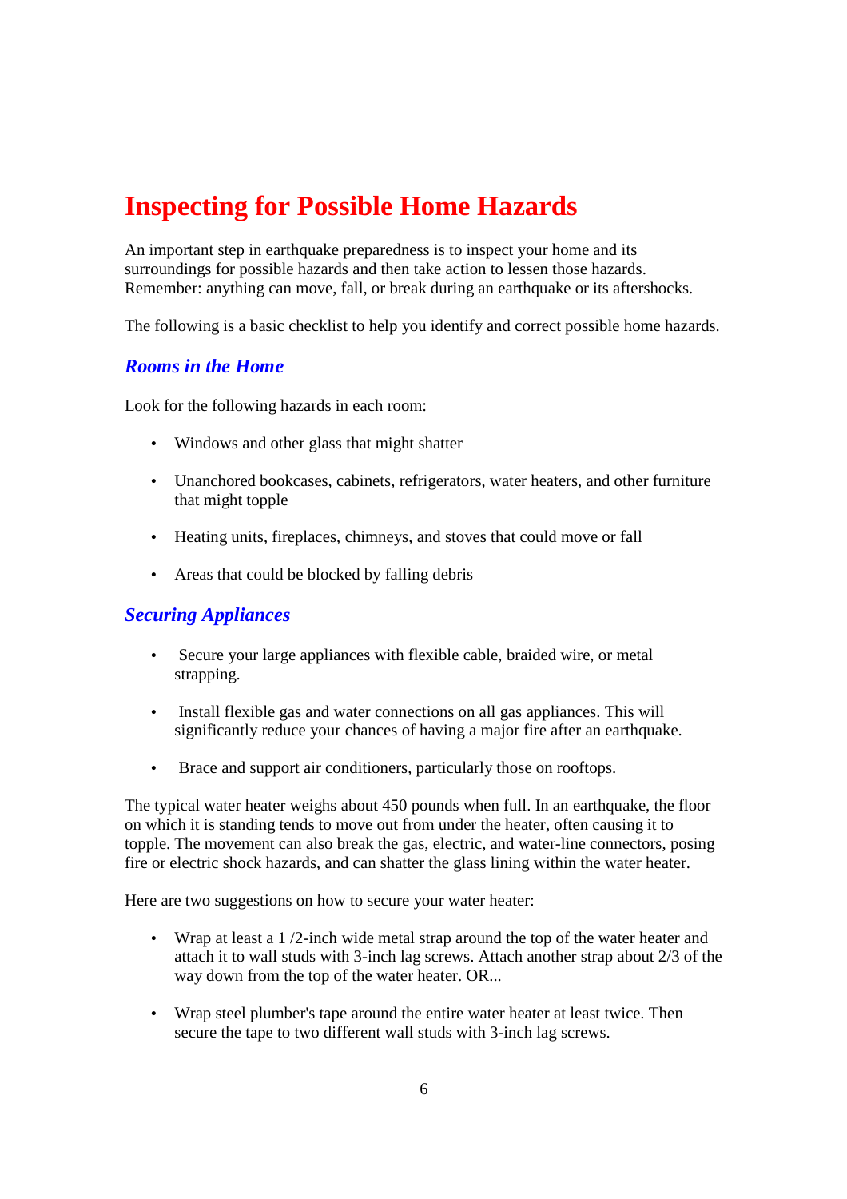# Inspecting for Possible Home Hazards

An important step in earthquake preparedness is to inspect your home and its surroundings for possible hazards and then take action to lessen those hazards. Remember: anything can move, fall, or break during an earthquake or its aftershocks.

The following is a basic checklist to help you identify and correct possible home hazards.

## *Rooms in the Home*

Look for the following hazards in each room:

- Windows and other glass that might shatter
- Unanchored bookcases, cabinets, refrigerators, water heaters, and other furniture that might topple
- Heating units, fireplaces, chimneys, and stoves that could move or fall
- Areas that could be blocked by falling debris

## *Securing Appliances*

- Secure your large appliances with flexible cable, braided wire, or metal strapping.
- Install flexible gas and water connections on all gas appliances. This will significantly reduce your chances of having a major fire after an earthquake.
- Brace and support air conditioners, particularly those on rooftops.

The typical water heater weighs about 450 pounds when full. In an earthquake, the floor on which it is standing tends to move out from under the heater, often causing it to topple. The movement can also break the gas, electric, and water-line connectors, posing fire or electric shock hazards, and can shatter the glass lining within the water heater.

Here are two suggestions on how to secure your water heater:

- Wrap at least a 1 /2-inch wide metal strap around the top of the water heater and attach it to wall studs with 3-inch lag screws. Attach another strap about 2/3 of the way down from the top of the water heater. OR...
- Wrap steel plumber's tape around the entire water heater at least twice. Then secure the tape to two different wall studs with 3-inch lag screws.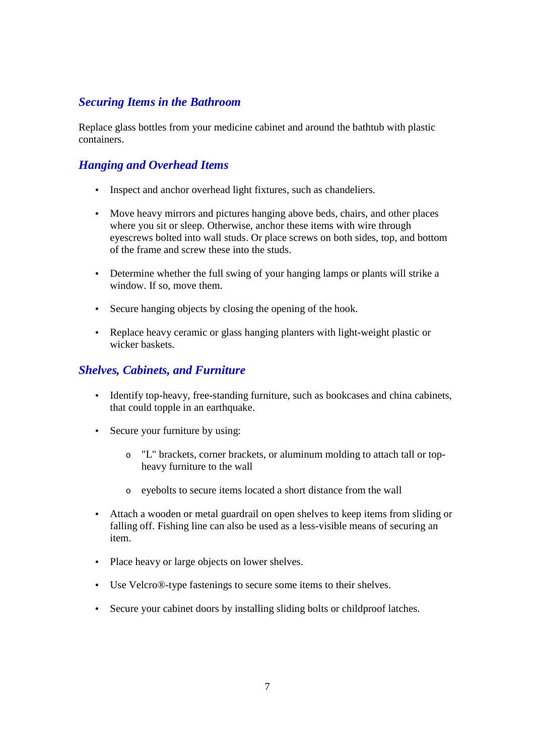### *Securing Items in the Bathroom*

Replace glass bottles from your medicine cabinet and around the bathtub with plastic containers.

### *Hanging and Overhead Items*

- Inspect and anchor overhead light fixtures, such as chandeliers.
- Move heavy mirrors and pictures hanging above beds, chairs, and other places where you sit or sleep. Otherwise, anchor these items with wire through eyescrews bolted into wall studs. Or place screws on both sides, top, and bottom of the frame and screw these into the studs.
- Determine whether the full swing of your hanging lamps or plants will strike a window. If so, move them.
- Secure hanging objects by closing the opening of the hook.
- Replace heavy ceramic or glass hanging planters with light-weight plastic or wicker baskets.

### *Shelves, Cabinets, and Furniture*

- Identify top-heavy, free-standing furniture, such as bookcases and china cabinets, that could topple in an earthquake.
- Secure your furniture by using:
  - "L" brackets, corner brackets, or aluminum molding to attach tall or top-heavy furniture to the wall
  - eyebolts to secure items located a short distance from the wall
- Attach a wooden or metal guardrail on open shelves to keep items from sliding or falling off. Fishing line can also be used as a less-visible means of securing an item.
- Place heavy or large objects on lower shelves.
- Use Velcro®-type fastenings to secure some items to their shelves.
- Secure your cabinet doors by installing sliding bolts or childproof latches.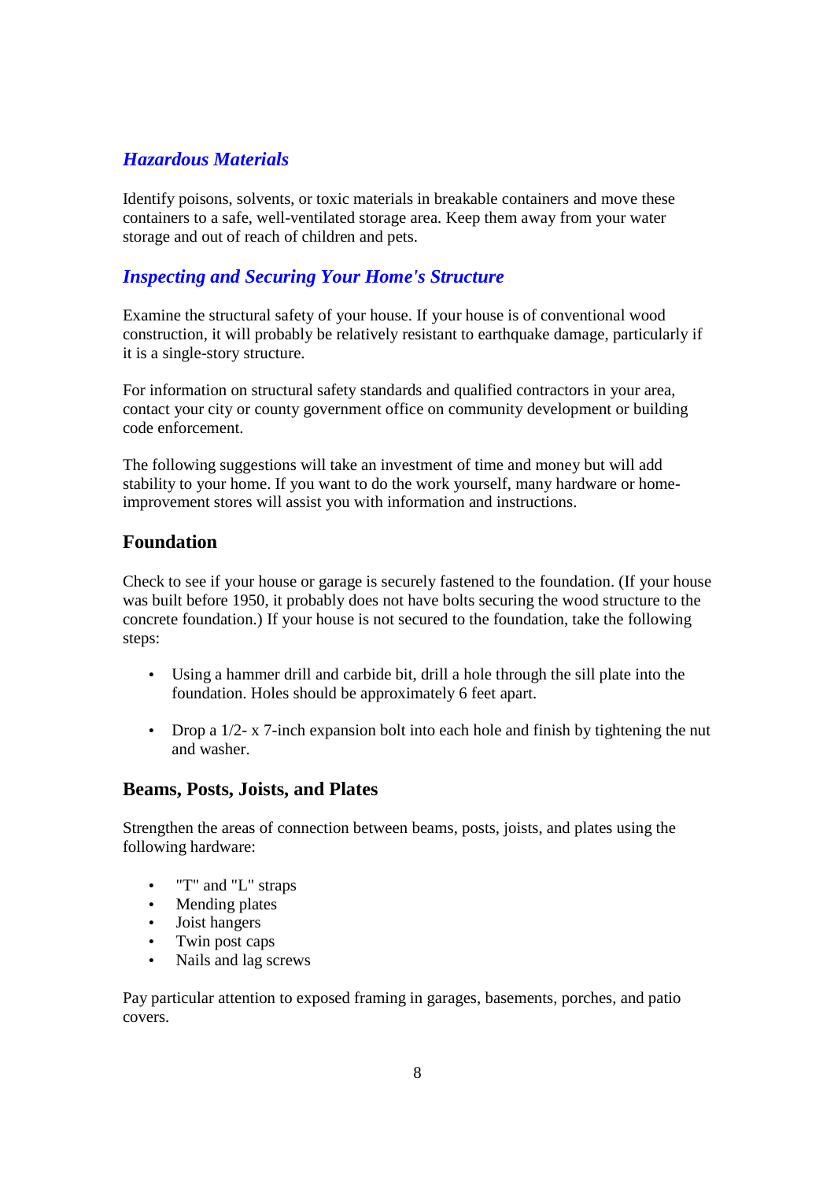## *Hazardous Materials*

Identify poisons, solvents, or toxic materials in breakable containers and move these containers to a safe, well-ventilated storage area. Keep them away from your water storage and out of reach of children and pets.

## *Inspecting and Securing Your Home's Structure*

Examine the structural safety of your house. If your house is of conventional wood construction, it will probably be relatively resistant to earthquake damage, particularly if it is a single-story structure.

For information on structural safety standards and qualified contractors in your area, contact your city or county government office on community development or building code enforcement.

The following suggestions will take an investment of time and money but will add stability to your home. If you want to do the work yourself, many hardware or home-improvement stores will assist you with information and instructions.

### Foundation

Check to see if your house or garage is securely fastened to the foundation. (If your house was built before 1950, it probably does not have bolts securing the wood structure to the concrete foundation.) If your house is not secured to the foundation, take the following steps:

- Using a hammer drill and carbide bit, drill a hole through the sill plate into the foundation. Holes should be approximately 6 feet apart.

- Drop a 1/2- x 7-inch expansion bolt into each hole and finish by tightening the nut and washer.

### Beams, Posts, Joists, and Plates

Strengthen the areas of connection between beams, posts, joists, and plates using the following hardware:

- "T" and "L" straps
- Mending plates
- Joist hangers
- Twin post caps
- Nails and lag screws

Pay particular attention to exposed framing in garages, basements, porches, and patio covers.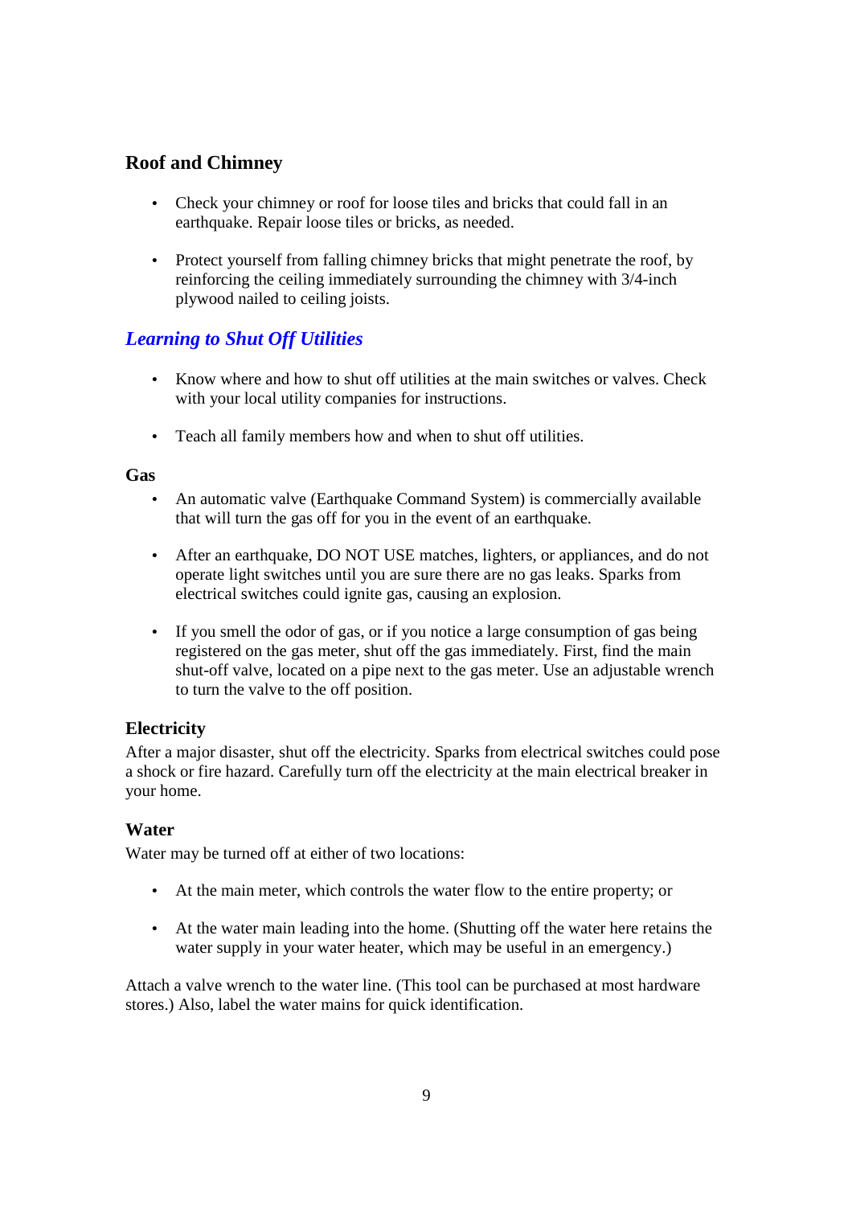### Roof and Chimney

- Check your chimney or roof for loose tiles and bricks that could fall in an earthquake. Repair loose tiles or bricks, as needed.
- Protect yourself from falling chimney bricks that might penetrate the roof, by reinforcing the ceiling immediately surrounding the chimney with 3/4-inch plywood nailed to ceiling joists.

## *Learning to Shut Off Utilities*

- Know where and how to shut off utilities at the main switches or valves. Check with your local utility companies for instructions.
- Teach all family members how and when to shut off utilities.

### Gas

- An automatic valve (Earthquake Command System) is commercially available that will turn the gas off for you in the event of an earthquake.
- After an earthquake, DO NOT USE matches, lighters, or appliances, and do not operate light switches until you are sure there are no gas leaks. Sparks from electrical switches could ignite gas, causing an explosion.
- If you smell the odor of gas, or if you notice a large consumption of gas being registered on the gas meter, shut off the gas immediately. First, find the main shut-off valve, located on a pipe next to the gas meter. Use an adjustable wrench to turn the valve to the off position.

### Electricity

After a major disaster, shut off the electricity. Sparks from electrical switches could pose a shock or fire hazard. Carefully turn off the electricity at the main electrical breaker in your home.

### Water

Water may be turned off at either of two locations:

- At the main meter, which controls the water flow to the entire property; or
- At the water main leading into the home. (Shutting off the water here retains the water supply in your water heater, which may be useful in an emergency.)

Attach a valve wrench to the water line. (This tool can be purchased at most hardware stores.) Also, label the water mains for quick identification.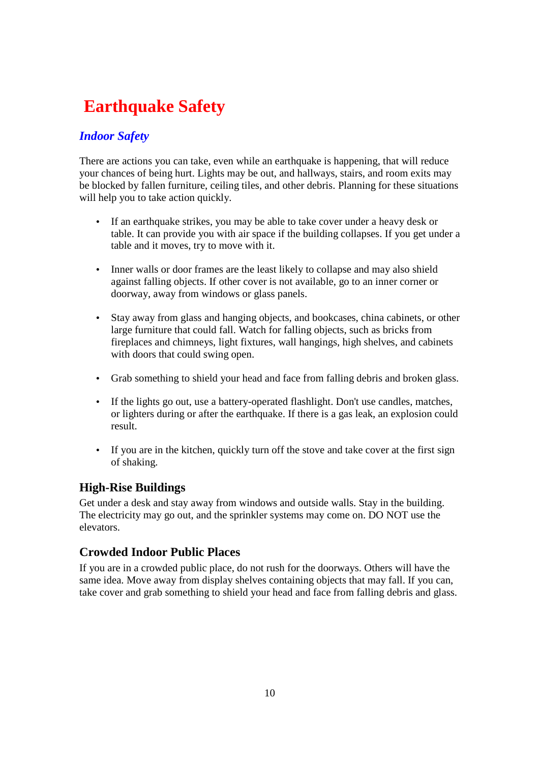# Earthquake Safety

## *Indoor Safety*

There are actions you can take, even while an earthquake is happening, that will reduce your chances of being hurt. Lights may be out, and hallways, stairs, and room exits may be blocked by fallen furniture, ceiling tiles, and other debris. Planning for these situations will help you to take action quickly.

- If an earthquake strikes, you may be able to take cover under a heavy desk or table. It can provide you with air space if the building collapses. If you get under a table and it moves, try to move with it.
- Inner walls or door frames are the least likely to collapse and may also shield against falling objects. If other cover is not available, go to an inner corner or doorway, away from windows or glass panels.
- Stay away from glass and hanging objects, and bookcases, china cabinets, or other large furniture that could fall. Watch for falling objects, such as bricks from fireplaces and chimneys, light fixtures, wall hangings, high shelves, and cabinets with doors that could swing open.
- Grab something to shield your head and face from falling debris and broken glass.
- If the lights go out, use a battery-operated flashlight. Don't use candles, matches, or lighters during or after the earthquake. If there is a gas leak, an explosion could result.
- If you are in the kitchen, quickly turn off the stove and take cover at the first sign of shaking.

### High-Rise Buildings

Get under a desk and stay away from windows and outside walls. Stay in the building. The electricity may go out, and the sprinkler systems may come on. DO NOT use the elevators.

### Crowded Indoor Public Places

If you are in a crowded public place, do not rush for the doorways. Others will have the same idea. Move away from display shelves containing objects that may fall. If you can, take cover and grab something to shield your head and face from falling debris and glass.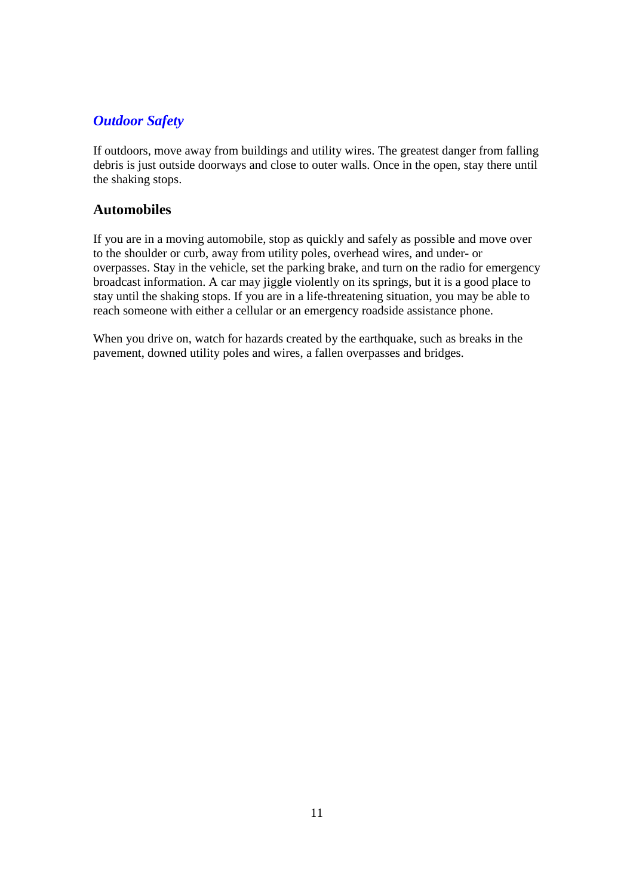## *Outdoor Safety*

If outdoors, move away from buildings and utility wires. The greatest danger from falling debris is just outside doorways and close to outer walls. Once in the open, stay there until the shaking stops.

### Automobiles

If you are in a moving automobile, stop as quickly and safely as possible and move over to the shoulder or curb, away from utility poles, overhead wires, and under- or overpasses. Stay in the vehicle, set the parking brake, and turn on the radio for emergency broadcast information. A car may jiggle violently on its springs, but it is a good place to stay until the shaking stops. If you are in a life-threatening situation, you may be able to reach someone with either a cellular or an emergency roadside assistance phone.

When you drive on, watch for hazards created by the earthquake, such as breaks in the pavement, downed utility poles and wires, a fallen overpasses and bridges.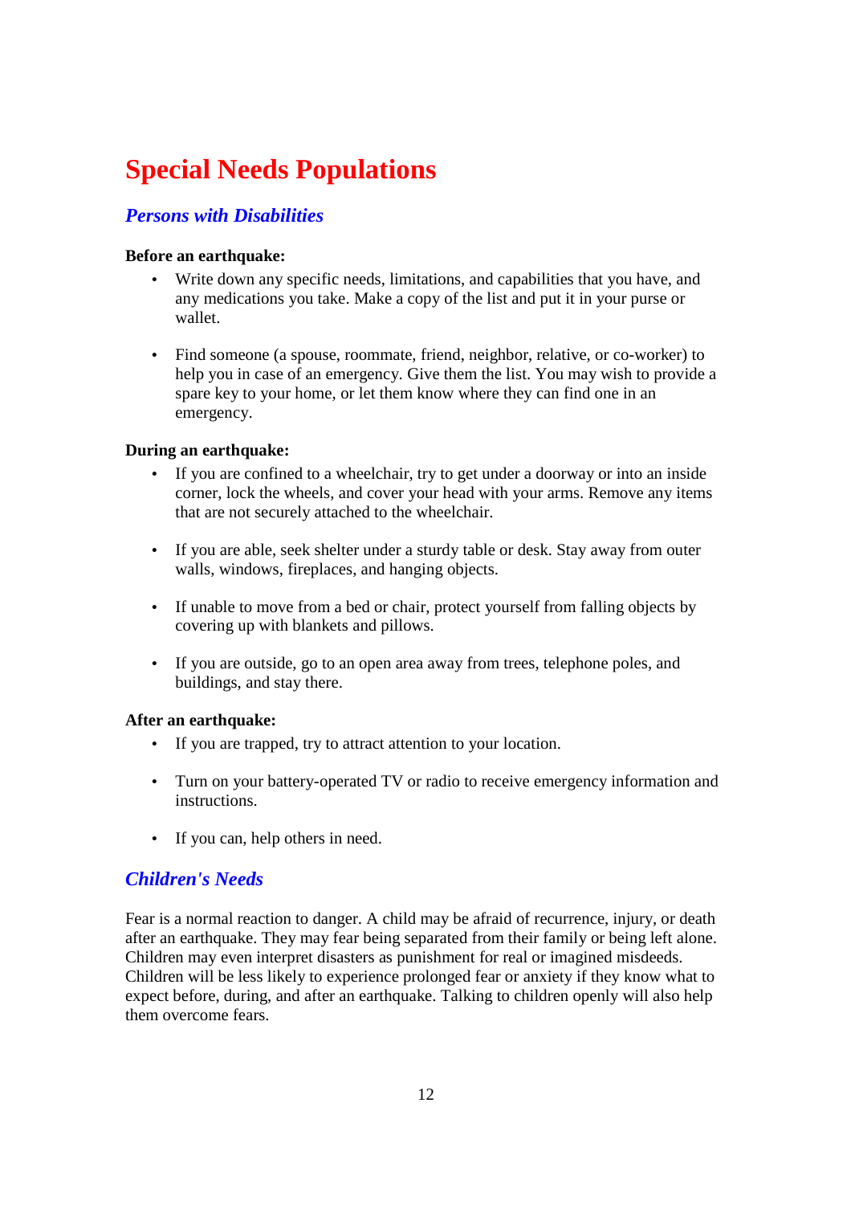# Special Needs Populations

## *Persons with Disabilities*

**Before an earthquake:**

- Write down any specific needs, limitations, and capabilities that you have, and any medications you take. Make a copy of the list and put it in your purse or wallet.
- Find someone (a spouse, roommate, friend, neighbor, relative, or co-worker) to help you in case of an emergency. Give them the list. You may wish to provide a spare key to your home, or let them know where they can find one in an emergency.

**During an earthquake:**

- If you are confined to a wheelchair, try to get under a doorway or into an inside corner, lock the wheels, and cover your head with your arms. Remove any items that are not securely attached to the wheelchair.
- If you are able, seek shelter under a sturdy table or desk. Stay away from outer walls, windows, fireplaces, and hanging objects.
- If unable to move from a bed or chair, protect yourself from falling objects by covering up with blankets and pillows.
- If you are outside, go to an open area away from trees, telephone poles, and buildings, and stay there.

**After an earthquake:**

- If you are trapped, try to attract attention to your location.
- Turn on your battery-operated TV or radio to receive emergency information and instructions.
- If you can, help others in need.

## *Children's Needs*

Fear is a normal reaction to danger. A child may be afraid of recurrence, injury, or death after an earthquake. They may fear being separated from their family or being left alone. Children may even interpret disasters as punishment for real or imagined misdeeds. Children will be less likely to experience prolonged fear or anxiety if they know what to expect before, during, and after an earthquake. Talking to children openly will also help them overcome fears.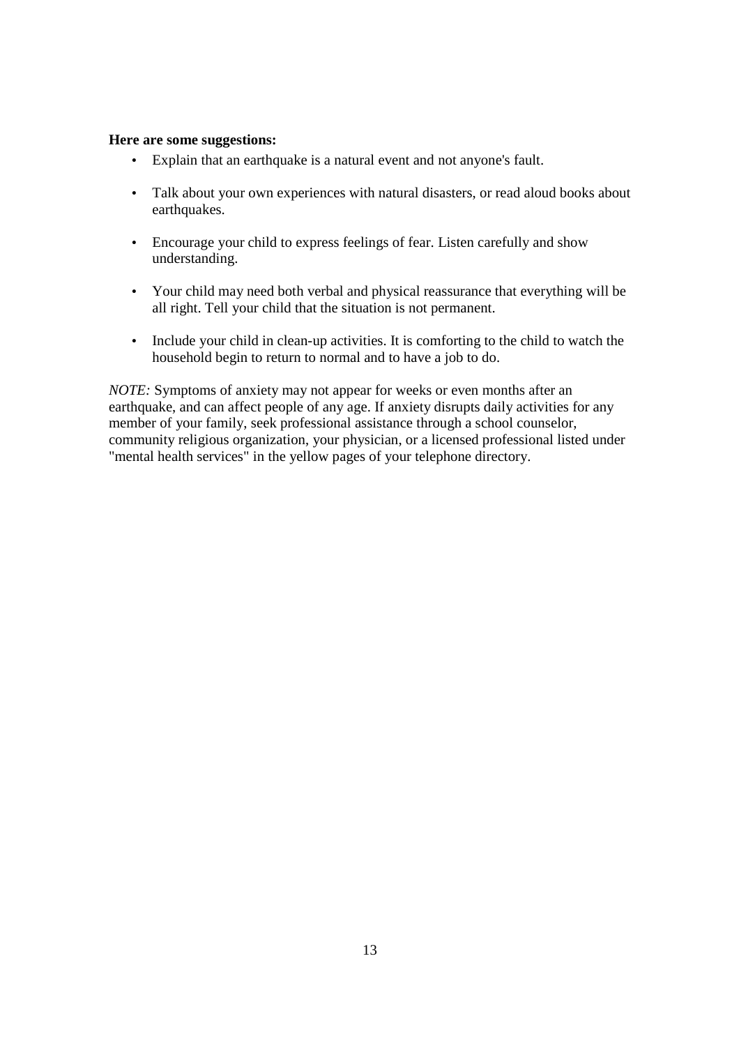**Here are some suggestions:**

- Explain that an earthquake is a natural event and not anyone's fault.
- Talk about your own experiences with natural disasters, or read aloud books about earthquakes.
- Encourage your child to express feelings of fear. Listen carefully and show understanding.
- Your child may need both verbal and physical reassurance that everything will be all right. Tell your child that the situation is not permanent.
- Include your child in clean-up activities. It is comforting to the child to watch the household begin to return to normal and to have a job to do.

*NOTE:* Symptoms of anxiety may not appear for weeks or even months after an earthquake, and can affect people of any age. If anxiety disrupts daily activities for any member of your family, seek professional assistance through a school counselor, community religious organization, your physician, or a licensed professional listed under "mental health services" in the yellow pages of your telephone directory.